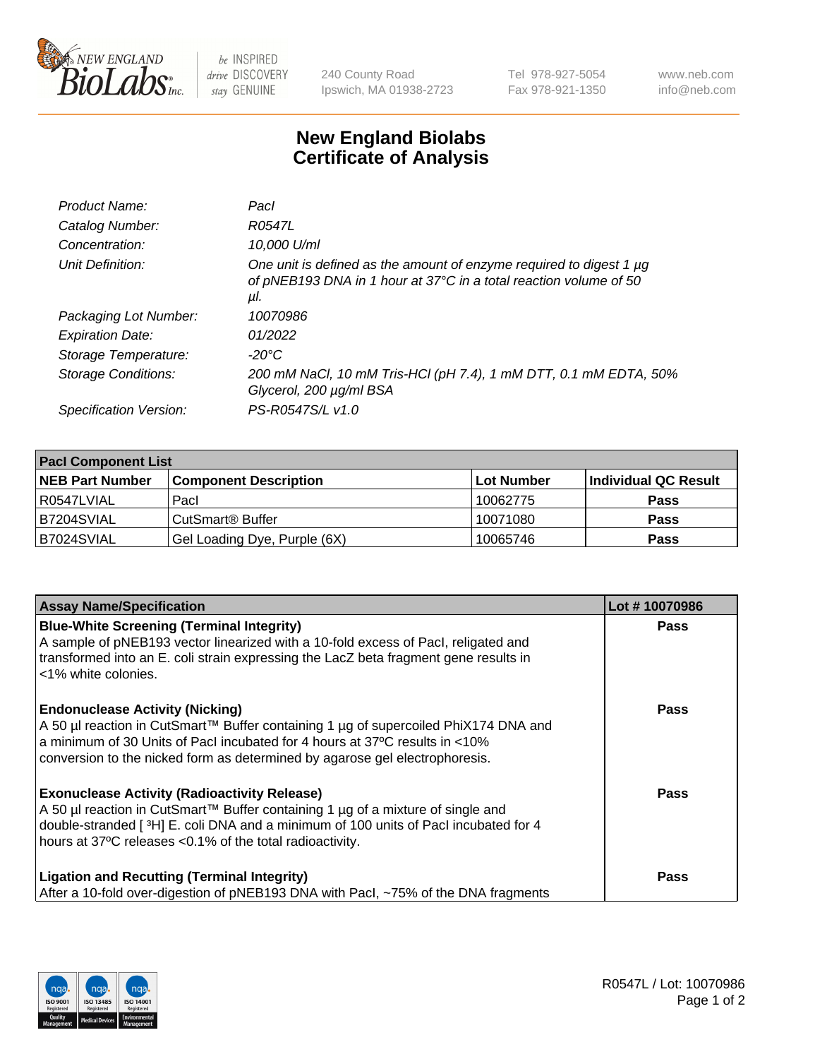# New England Biolabs Certificate of Analysis

| | |
|---|---|
| *Product Name:* | *PacI* |
| *Catalog Number:* | *R0547L* |
| *Concentration:* | *10,000 U/ml* |
| *Unit Definition:* | *One unit is defined as the amount of enzyme required to digest 1 µg of pNEB193 DNA in 1 hour at 37°C in a total reaction volume of 50 µl.* |
| *Packaging Lot Number:* | *10070986* |
| *Expiration Date:* | *01/2022* |
| *Storage Temperature:* | *-20°C* |
| *Storage Conditions:* | *200 mM NaCl, 10 mM Tris-HCl (pH 7.4), 1 mM DTT, 0.1 mM EDTA, 50% Glycerol, 200 µg/ml BSA* |
| *Specification Version:* | *PS-R0547S/L v1.0* |

| PacI Component List | | | |
|---|---|---|---|
| **NEB Part Number** | **Component Description** | **Lot Number** | **Individual QC Result** |
| R0547LVIAL | PacI | 10062775 | **Pass** |
| B7204SVIAL | CutSmart® Buffer | 10071080 | **Pass** |
| B7024SVIAL | Gel Loading Dye, Purple (6X) | 10065746 | **Pass** |

| Assay Name/Specification | Lot # 10070986 |
|---|---|
| **Blue-White Screening (Terminal Integrity)**<br>A sample of pNEB193 vector linearized with a 10-fold excess of PacI, religated and transformed into an E. coli strain expressing the LacZ beta fragment gene results in <1% white colonies. | **Pass** |
| **Endonuclease Activity (Nicking)**<br>A 50 µl reaction in CutSmart™ Buffer containing 1 µg of supercoiled PhiX174 DNA and a minimum of 30 Units of PacI incubated for 4 hours at 37ºC results in <10% conversion to the nicked form as determined by agarose gel electrophoresis. | **Pass** |
| **Exonuclease Activity (Radioactivity Release)**<br>A 50 µl reaction in CutSmart™ Buffer containing 1 µg of a mixture of single and double-stranded [ $^3$H] E. coli DNA and a minimum of 100 units of PacI incubated for 4 hours at 37ºC releases <0.1% of the total radioactivity. | **Pass** |
| **Ligation and Recutting (Terminal Integrity)**<br>After a 10-fold over-digestion of pNEB193 DNA with PacI, ~75% of the DNA fragments | **Pass** |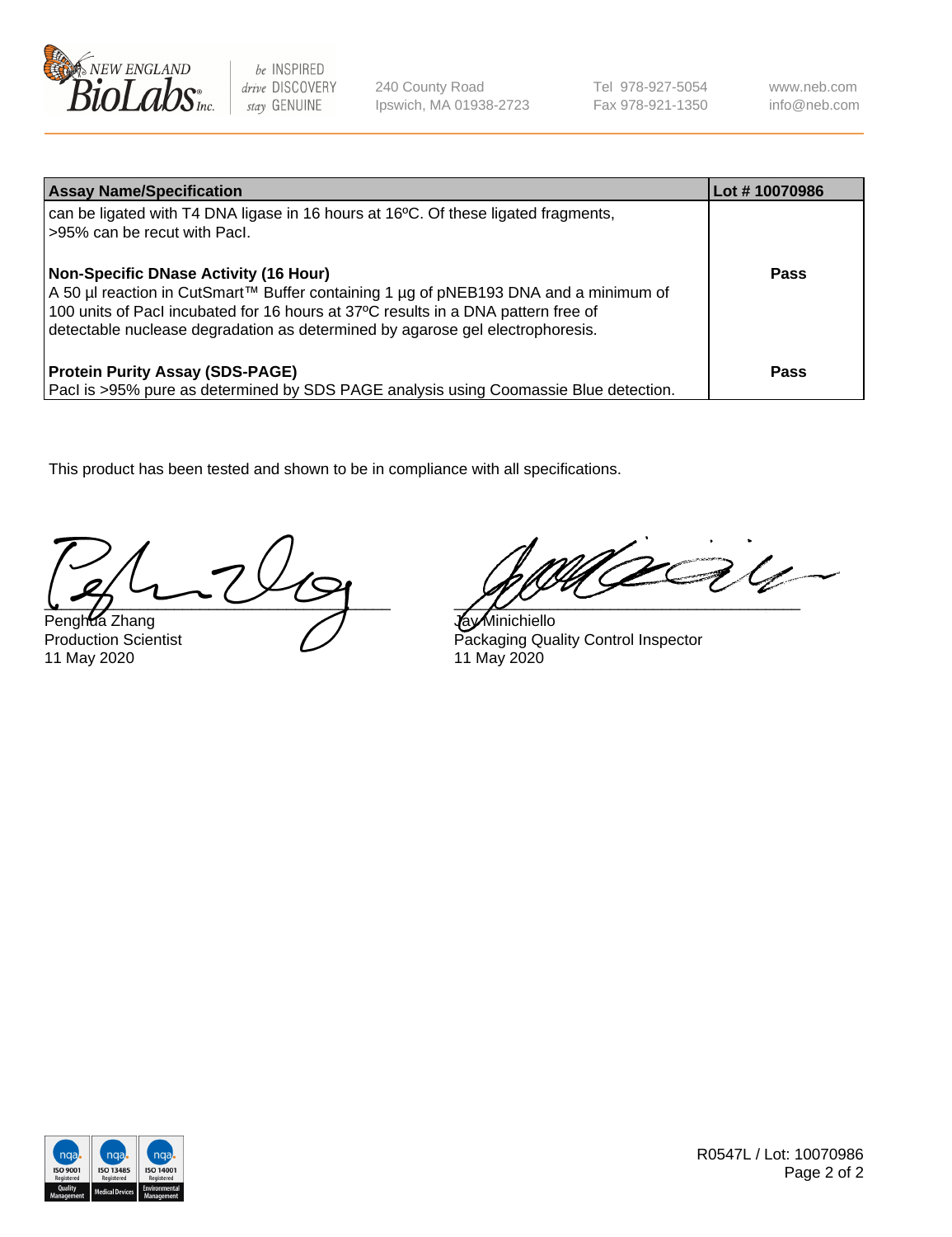| Assay Name/Specification | Lot # 10070986 |
| --- | --- |
| can be ligated with T4 DNA ligase in 16 hours at 16ºC. Of these ligated fragments, >95% can be recut with PacI. | |
| **Non-Specific DNase Activity (16 Hour)**<br>A 50 µl reaction in CutSmart™ Buffer containing 1 µg of pNEB193 DNA and a minimum of 100 units of PacI incubated for 16 hours at 37ºC results in a DNA pattern free of detectable nuclease degradation as determined by agarose gel electrophoresis. | **Pass** |
| **Protein Purity Assay (SDS-PAGE)**<br>PacI is >95% pure as determined by SDS PAGE analysis using Coomassie Blue detection. | **Pass** |

This product has been tested and shown to be in compliance with all specifications.

Penghua Zhang
Production Scientist
11 May 2020

Jay Minichiello
Packaging Quality Control Inspector
11 May 2020

R0547L / Lot: 10070986